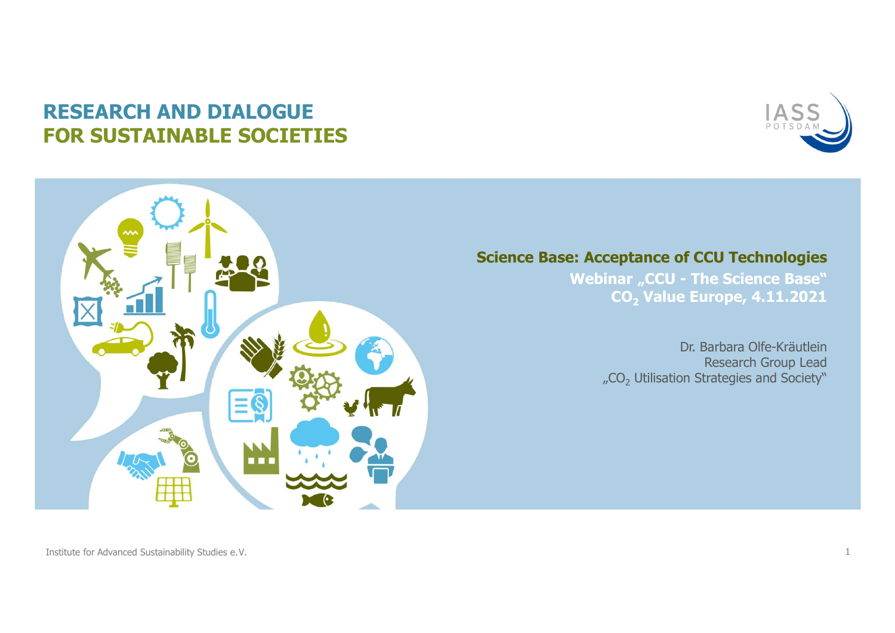# RESEARCH AND DIALOGUE FOR SUSTAINABLE SOCIETIES

## Science Base: Acceptance of CCU Technologies

**Webinar „CCU - The Science Base"**
**$CO_2$ Value Europe, 4.11.2021**

Dr. Barbara Olfe-Kräutlein
Research Group Lead
„$CO_2$ Utilisation Strategies and Society"

Institute for Advanced Sustainability Studies e.V.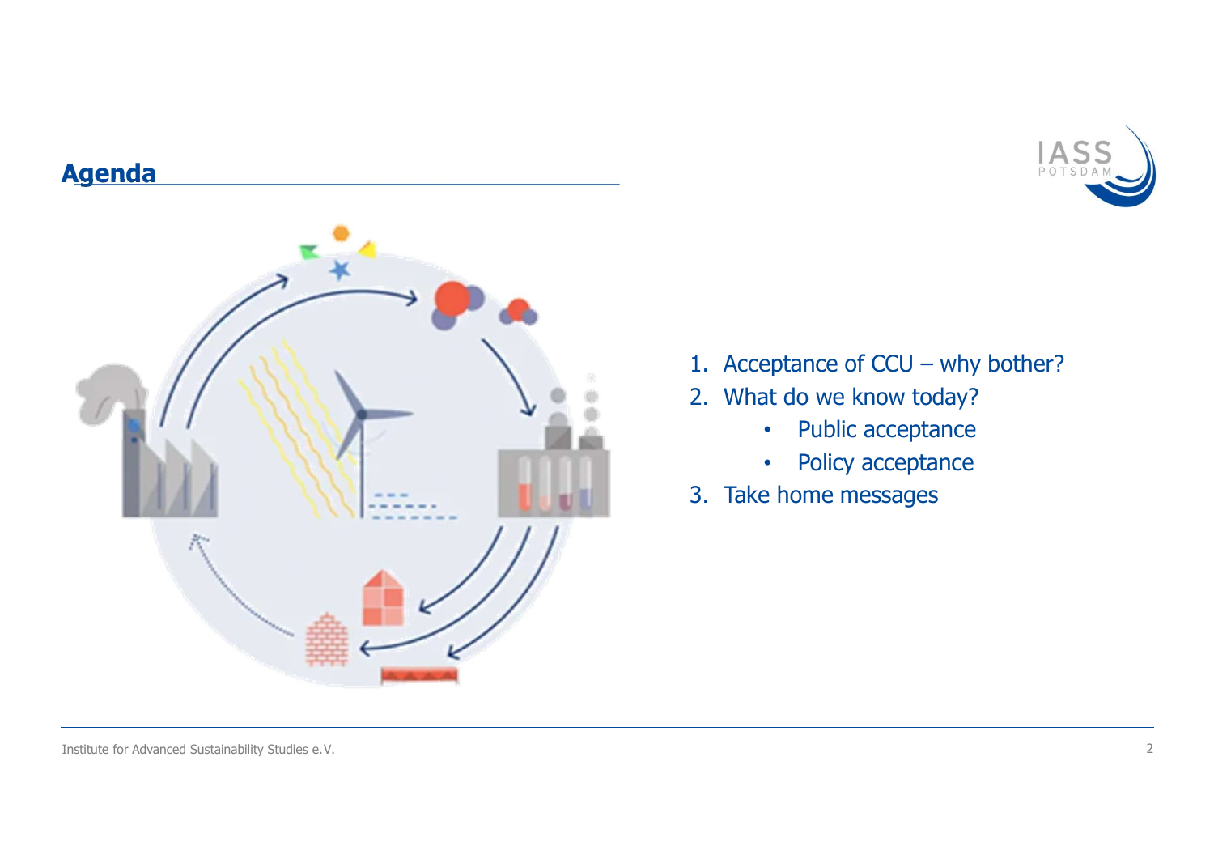## Agenda

1. Acceptance of CCU – why bother?
2. What do we know today?
    - Public acceptance
    - Policy acceptance
3. Take home messages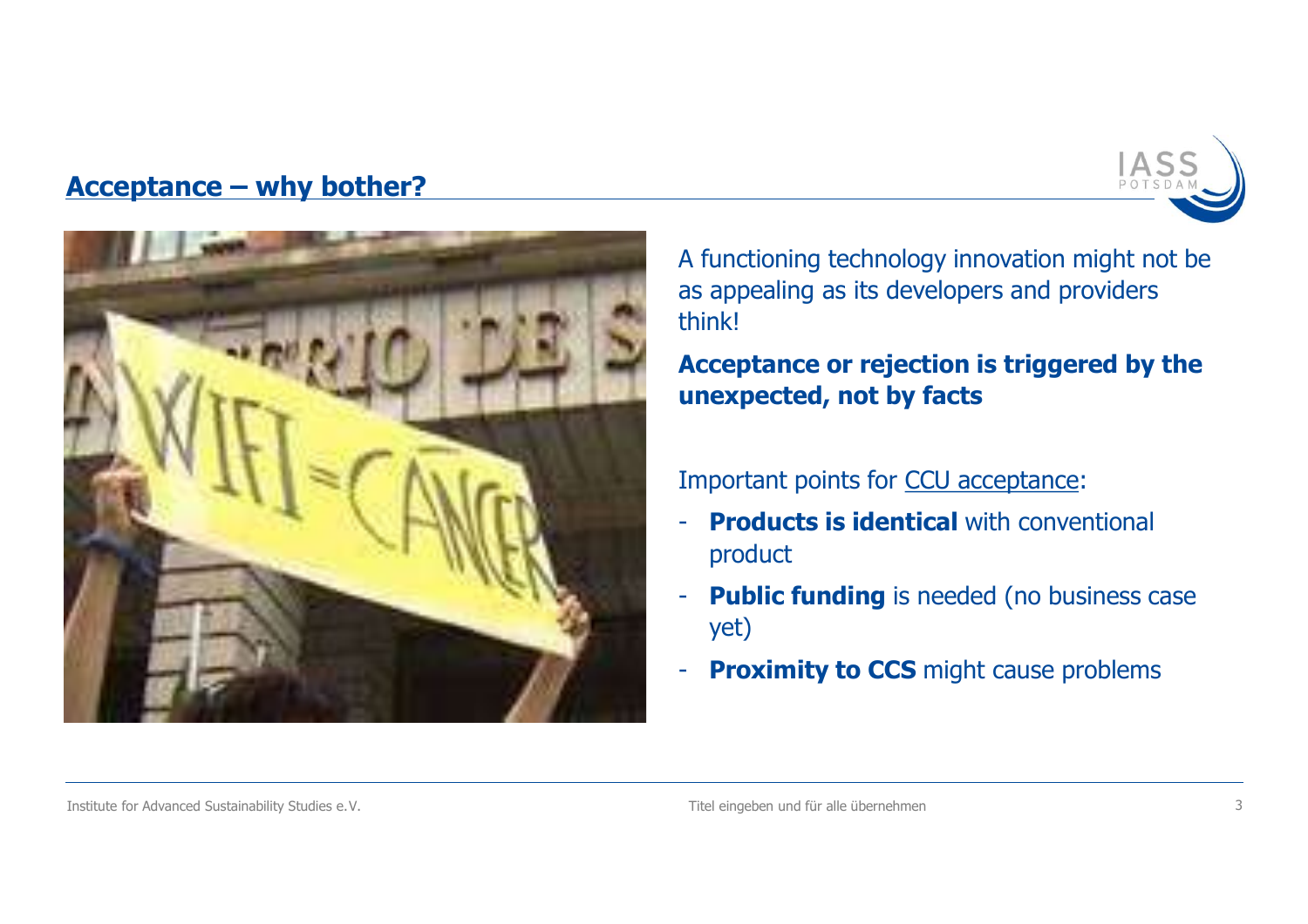## Acceptance – why bother?

A functioning technology innovation might not be as appealing as its developers and providers think!

**Acceptance or rejection is triggered by the unexpected, not by facts**

Important points for CCU acceptance:

- **Products is identical** with conventional product
- **Public funding** is needed (no business case yet)
- **Proximity to CCS** might cause problems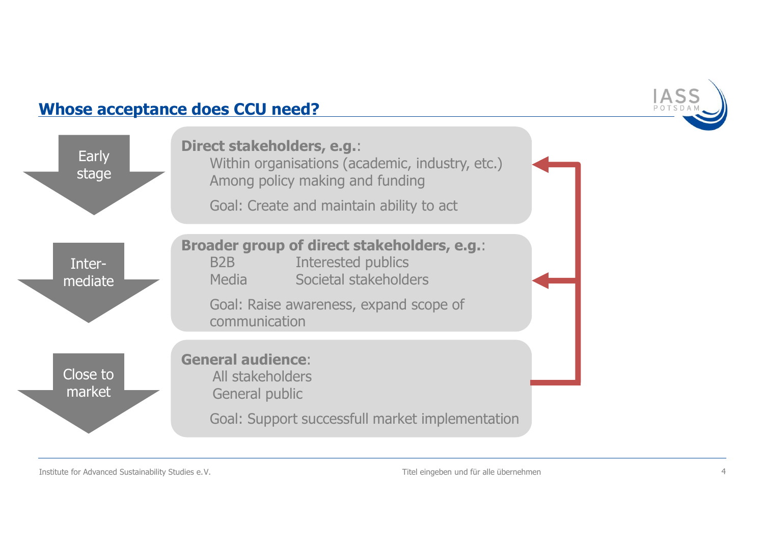## Whose acceptance does CCU need?

**Early stage**

**Direct stakeholders, e.g.**:
- Within organisations (academic, industry, etc.)
- Among policy making and funding

Goal: Create and maintain ability to act

**Inter-mediate**

**Broader group of direct stakeholders, e.g.**:

| | |
|---|---|
| B2B | Interested publics |
| Media | Societal stakeholders |

Goal: Raise awareness, expand scope of communication

**Close to market**

**General audience**:
- All stakeholders
- General public

Goal: Support successfull market implementation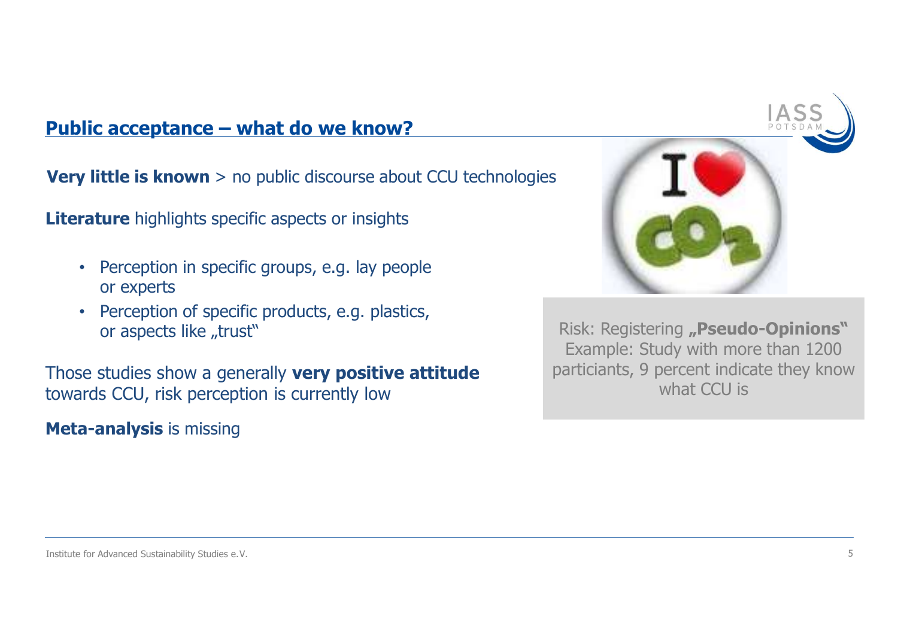## Public acceptance – what do we know?

**Very little is known** > no public discourse about CCU technologies

**Literature** highlights specific aspects or insights

- Perception in specific groups, e.g. lay people or experts
- Perception of specific products, e.g. plastics, or aspects like „trust"

Those studies show a generally **very positive attitude** towards CCU, risk perception is currently low

**Meta-analysis** is missing

Risk: Registering **„Pseudo-Opinions"**
Example: Study with more than 1200 particiants, 9 percent indicate they know what CCU is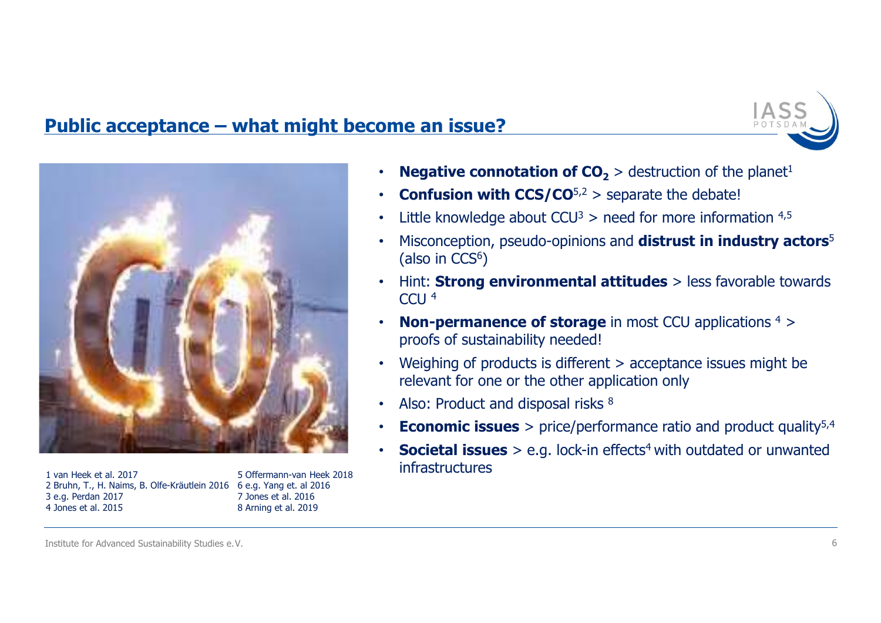## Public acceptance – what might become an issue?

- **Negative connotation of $CO_2$** > destruction of the planet[1]
- **Confusion with CCS/CO**[5,2] > separate the debate!
- Little knowledge about CCU[3] > need for more information [4,5]
- Misconception, pseudo-opinions and **distrust in industry actors**[5] (also in CCS[6])
- Hint: **Strong environmental attitudes** > less favorable towards CCU [4]
- **Non-permanence of storage** in most CCU applications [4] > proofs of sustainability needed!
- Weighing of products is different > acceptance issues might be relevant for one or the other application only
- Also: Product and disposal risks [8]
- **Economic issues** > price/performance ratio and product quality[5,4]
- **Societal issues** > e.g. lock-in effects[4] with outdated or unwanted infrastructures

1 van Heek et al. 2017
2 Bruhn, T., H. Naims, B. Olfe-Kräutlein 2016
3 e.g. Perdan 2017
4 Jones et al. 2015
5 Offermann-van Heek 2018
6 e.g. Yang et. al 2016
7 Jones et al. 2016
8 Arning et al. 2019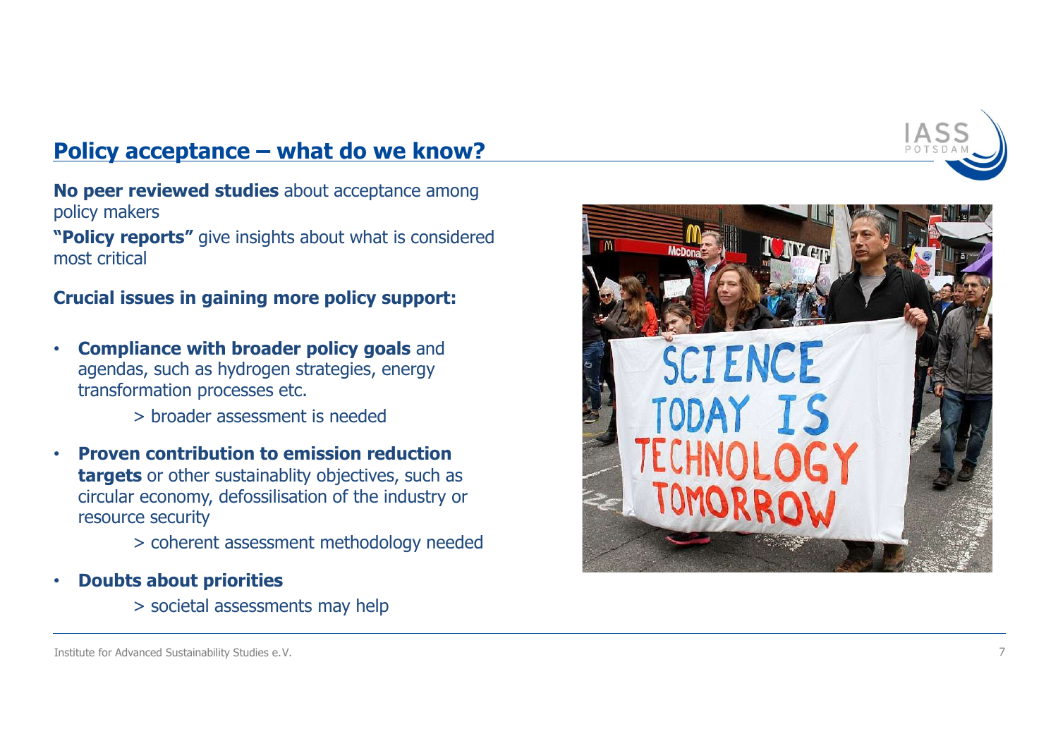## Policy acceptance – what do we know?

**No peer reviewed studies** about acceptance among policy makers

**"Policy reports"** give insights about what is considered most critical

**Crucial issues in gaining more policy support:**

- **Compliance with broader policy goals** and agendas, such as hydrogen strategies, energy transformation processes etc.

  > broader assessment is needed

- **Proven contribution to emission reduction targets** or other sustainablity objectives, such as circular economy, defossilisation of the industry or resource security

  > coherent assessment methodology needed

- **Doubts about priorities**

  > societal assessments may help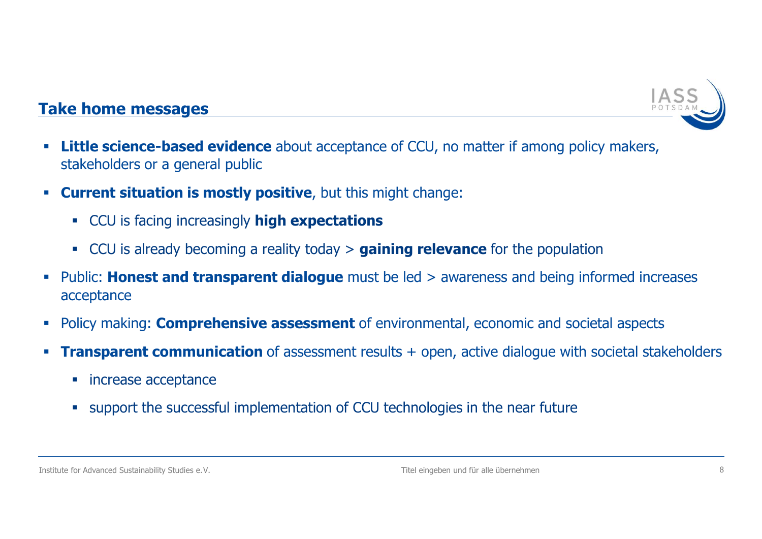## Take home messages

- **Little science-based evidence** about acceptance of CCU, no matter if among policy makers, stakeholders or a general public
- **Current situation is mostly positive**, but this might change:
  - CCU is facing increasingly **high expectations**
  - CCU is already becoming a reality today > **gaining relevance** for the population
- Public: **Honest and transparent dialogue** must be led > awareness and being informed increases acceptance
- Policy making: **Comprehensive assessment** of environmental, economic and societal aspects
- **Transparent communication** of assessment results + open, active dialogue with societal stakeholders
  - increase acceptance
  - support the successful implementation of CCU technologies in the near future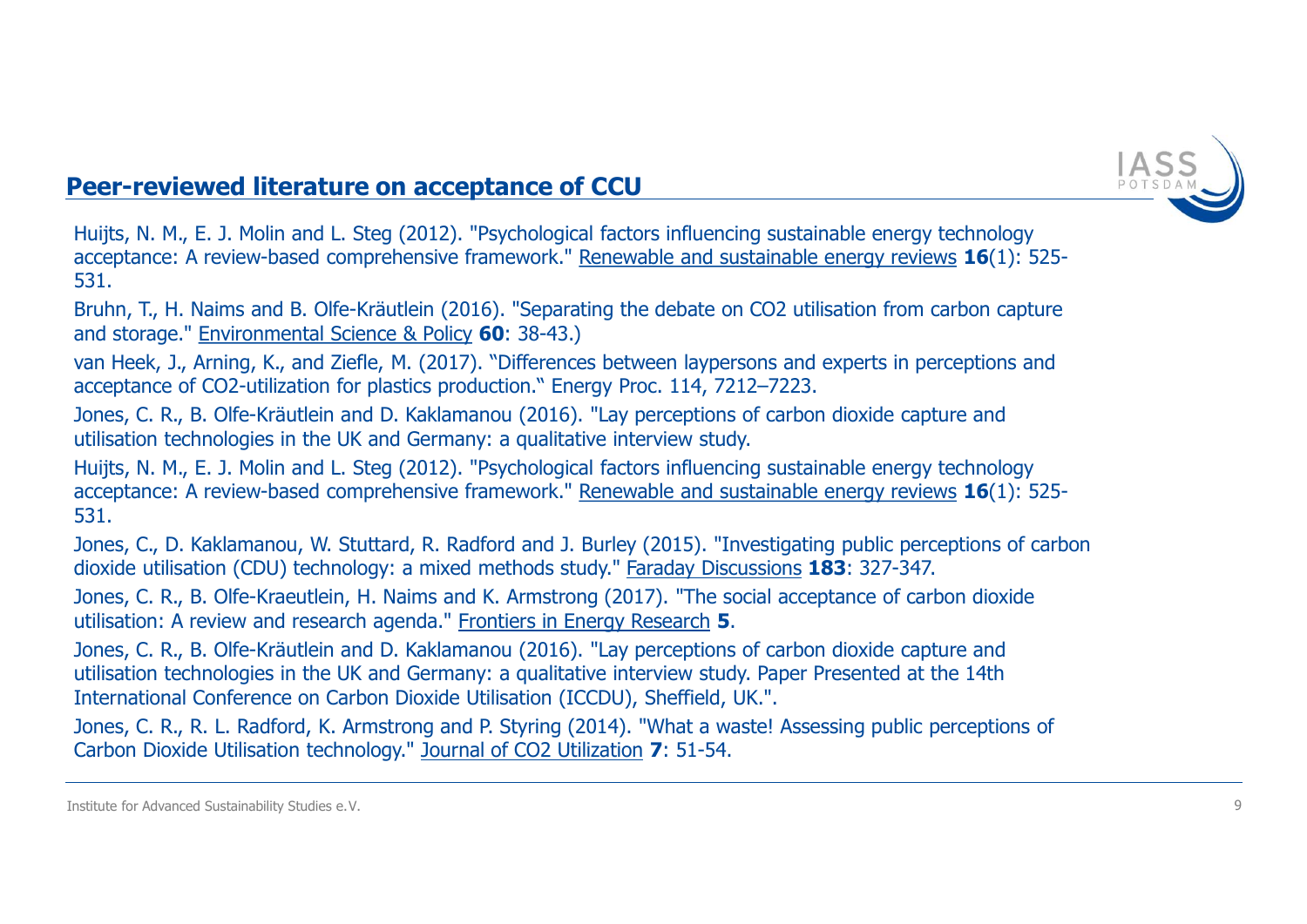## Peer-reviewed literature on acceptance of CCU

Huijts, N. M., E. J. Molin and L. Steg (2012). "Psychological factors influencing sustainable energy technology acceptance: A review-based comprehensive framework." Renewable and sustainable energy reviews **16**(1): 525-531.

Bruhn, T., H. Naims and B. Olfe-Kräutlein (2016). "Separating the debate on CO2 utilisation from carbon capture and storage." Environmental Science & Policy **60**: 38-43.)

van Heek, J., Arning, K., and Ziefle, M. (2017). "Differences between laypersons and experts in perceptions and acceptance of CO2-utilization for plastics production." Energy Proc. 114, 7212–7223.

Jones, C. R., B. Olfe-Kräutlein and D. Kaklamanou (2016). "Lay perceptions of carbon dioxide capture and utilisation technologies in the UK and Germany: a qualitative interview study.

Huijts, N. M., E. J. Molin and L. Steg (2012). "Psychological factors influencing sustainable energy technology acceptance: A review-based comprehensive framework." Renewable and sustainable energy reviews **16**(1): 525-531.

Jones, C., D. Kaklamanou, W. Stuttard, R. Radford and J. Burley (2015). "Investigating public perceptions of carbon dioxide utilisation (CDU) technology: a mixed methods study." Faraday Discussions **183**: 327-347.

Jones, C. R., B. Olfe-Kraeutlein, H. Naims and K. Armstrong (2017). "The social acceptance of carbon dioxide utilisation: A review and research agenda." Frontiers in Energy Research **5**.

Jones, C. R., B. Olfe-Kräutlein and D. Kaklamanou (2016). "Lay perceptions of carbon dioxide capture and utilisation technologies in the UK and Germany: a qualitative interview study. Paper Presented at the 14th International Conference on Carbon Dioxide Utilisation (ICCDU), Sheffield, UK.".

Jones, C. R., R. L. Radford, K. Armstrong and P. Styring (2014). "What a waste! Assessing public perceptions of Carbon Dioxide Utilisation technology." Journal of CO2 Utilization **7**: 51-54.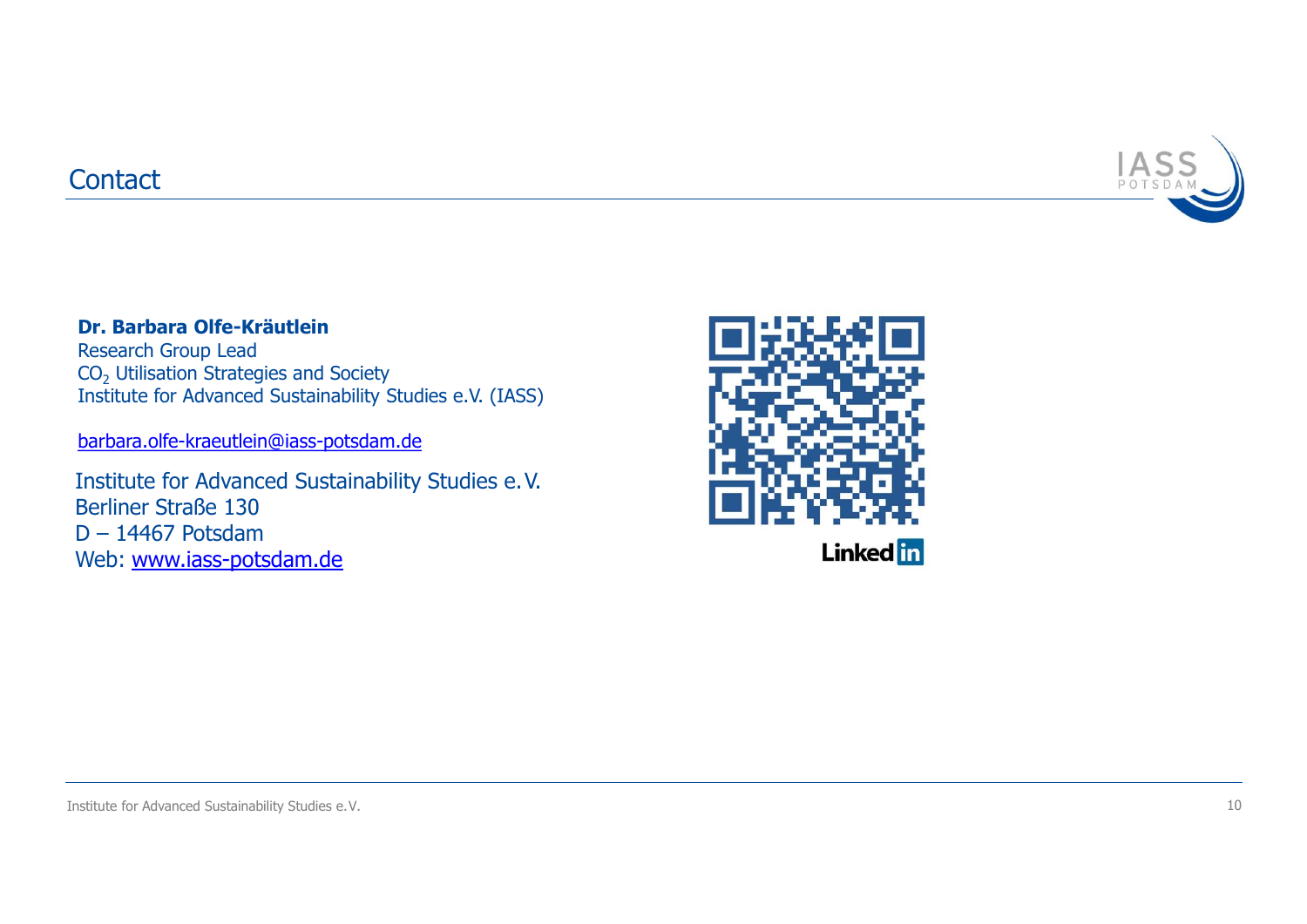## Contact

**Dr. Barbara Olfe-Kräutlein**
Research Group Lead
$CO_2$ Utilisation Strategies and Society
Institute for Advanced Sustainability Studies e.V. (IASS)

barbara.olfe-kraeutlein@iass-potsdam.de

Institute for Advanced Sustainability Studies e.V.
Berliner Straße 130
D – 14467 Potsdam
Web: www.iass-potsdam.de

LinkedIn